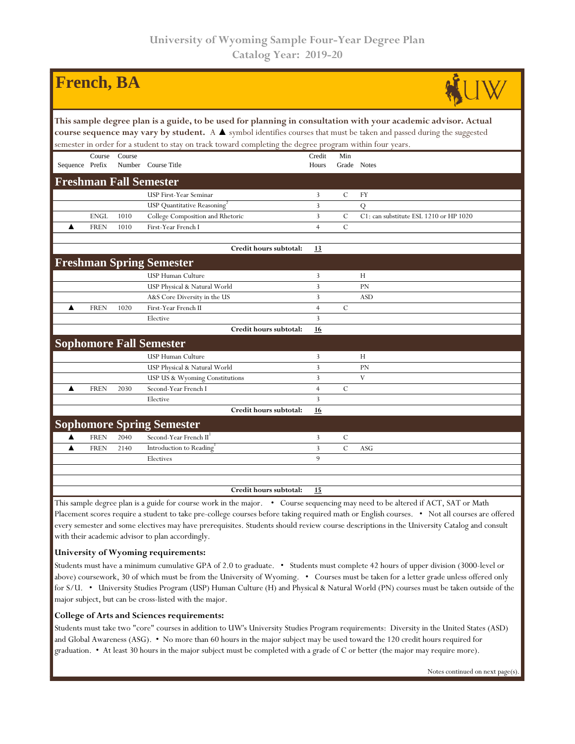University of Wyoming Sample Four-Year Degree Plan
Catalog Year: 2019-20

# French, BA

**This sample degree plan is a guide, to be used for planning in consultation with your academic advisor. Actual course sequence may vary by student.** A ▲ symbol identifies courses that must be taken and passed during the suggested semester in order for a student to stay on track toward completing the degree program within four years.

| Sequence | Course Prefix | Course Number | Course Title | Credit Hours | Min Grade | Notes |
|---|---|---|---|---|---|---|
| **Freshman Fall Semester** | | | | | | |
| | | | USP First-Year Seminar | 3 | C | FY |
| | | | USP Quantitative Reasoning[2] | 3 | | Q |
| | ENGL | 1010 | College Composition and Rhetoric | 3 | C | C1: can substitute ESL 1210 or HP 1020 |
| ▲ | FREN | 1010 | First-Year French I | 4 | C | |
| | | | **Credit hours subtotal:** | **13** | | |
| **Freshman Spring Semester** | | | | | | |
| | | | USP Human Culture | 3 | | H |
| | | | USP Physical & Natural World | 3 | | PN |
| | | | A&S Core Diversity in the US | 3 | | ASD |
| ▲ | FREN | 1020 | First-Year French II | 4 | C | |
| | | | Elective | 3 | | |
| | | | **Credit hours subtotal:** | **16** | | |
| **Sophomore Fall Semester** | | | | | | |
| | | | USP Human Culture | 3 | | H |
| | | | USP Physical & Natural World | 3 | | PN |
| | | | USP US & Wyoming Constitutions | 3 | | V |
| ▲ | FREN | 2030 | Second-Year French I | 4 | C | |
| | | | Elective | 3 | | |
| | | | **Credit hours subtotal:** | **16** | | |
| **Sophomore Spring Semester** | | | | | | |
| ▲ | FREN | 2040 | Second-Year French II[1] | 3 | C | |
| ▲ | FREN | 2140 | Introduction to Reading[1] | 3 | C | ASG |
| | | | Electives | 9 | | |
| | | | **Credit hours subtotal:** | **15** | | |

This sample degree plan is a guide for course work in the major. • Course sequencing may need to be altered if ACT, SAT or Math Placement scores require a student to take pre-college courses before taking required math or English courses. • Not all courses are offered every semester and some electives may have prerequisites. Students should review course descriptions in the University Catalog and consult with their academic advisor to plan accordingly.

### University of Wyoming requirements:

Students must have a minimum cumulative GPA of 2.0 to graduate. • Students must complete 42 hours of upper division (3000-level or above) coursework, 30 of which must be from the University of Wyoming. • Courses must be taken for a letter grade unless offered only for S/U. • University Studies Program (USP) Human Culture (H) and Physical & Natural World (PN) courses must be taken outside of the major subject, but can be cross-listed with the major.

### College of Arts and Sciences requirements:

Students must take two "core" courses in addition to UW's University Studies Program requirements: Diversity in the United States (ASD) and Global Awareness (ASG). • No more than 60 hours in the major subject may be used toward the 120 credit hours required for graduation. • At least 30 hours in the major subject must be completed with a grade of C or better (the major may require more).

Notes continued on next page(s).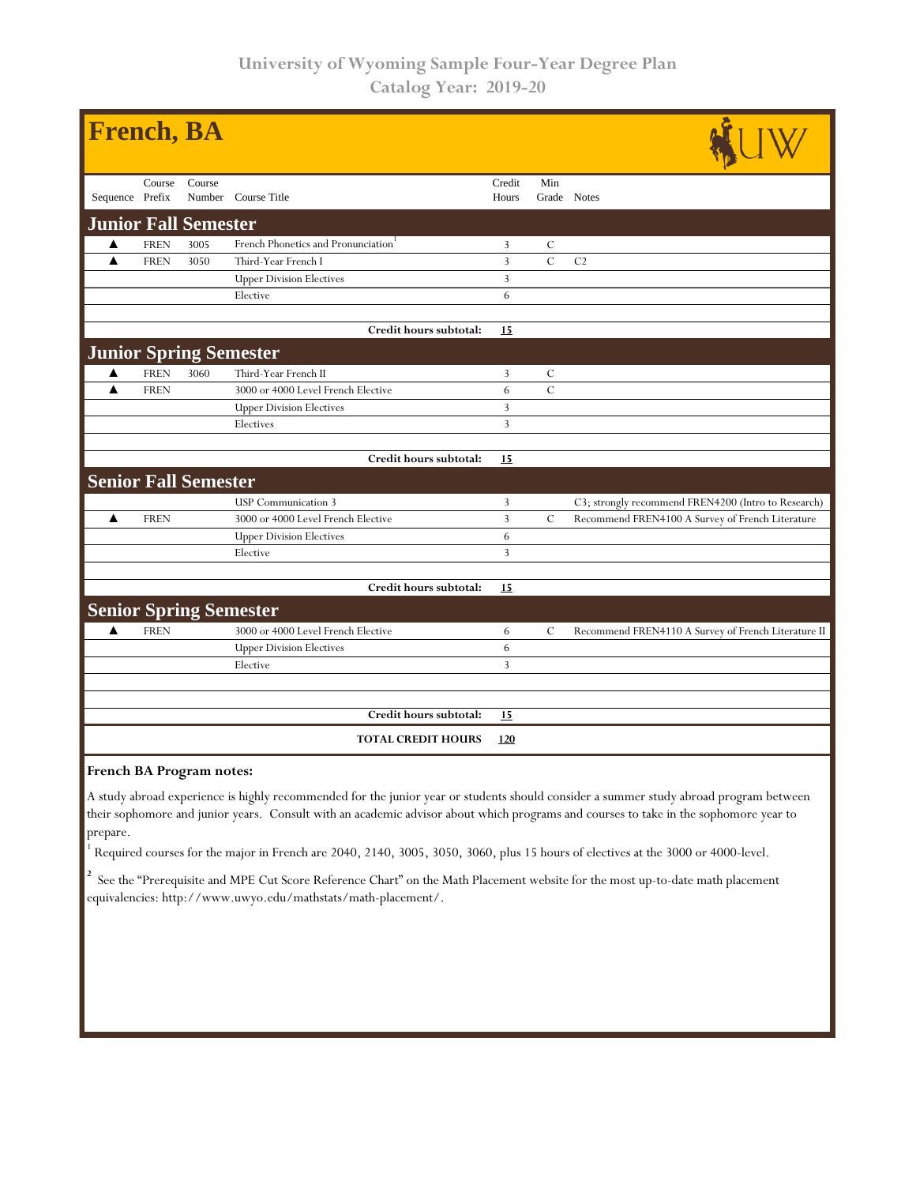University of Wyoming Sample Four-Year Degree Plan
Catalog Year: 2019-20

# French, BA

| Sequence | Course Prefix | Course Number | Course Title | Credit Hours | Min Grade | Notes |
|---|---|---|---|---|---|---|
| **Junior Fall Semester** | | | | | | |
| ▲ | FREN | 3005 | French Phonetics and Pronunciation[1] | 3 | C | |
| ▲ | FREN | 3050 | Third-Year French I | 3 | C | C2 |
| | | | Upper Division Electives | 3 | | |
| | | | Elective | 6 | | |
| | | | **Credit hours subtotal:** | **15** | | |
| **Junior Spring Semester** | | | | | | |
| ▲ | FREN | 3060 | Third-Year French II | 3 | C | |
| ▲ | FREN | | 3000 or 4000 Level French Elective | 6 | C | |
| | | | Upper Division Electives | 3 | | |
| | | | Electives | 3 | | |
| | | | **Credit hours subtotal:** | **15** | | |
| **Senior Fall Semester** | | | | | | |
| | | | USP Communication 3 | 3 | | C3; strongly recommend FREN4200 (Intro to Research) |
| ▲ | FREN | | 3000 or 4000 Level French Elective | 3 | C | Recommend FREN4100 A Survey of French Literature |
| | | | Upper Division Electives | 6 | | |
| | | | Elective | 3 | | |
| | | | **Credit hours subtotal:** | **15** | | |
| **Senior Spring Semester** | | | | | | |
| ▲ | FREN | | 3000 or 4000 Level French Elective | 6 | C | Recommend FREN4110 A Survey of French Literature II |
| | | | Upper Division Electives | 6 | | |
| | | | Elective | 3 | | |
| | | | **Credit hours subtotal:** | **15** | | |
| | | | **TOTAL CREDIT HOURS** | **120** | | |

**French BA Program notes:**

A study abroad experience is highly recommended for the junior year or students should consider a summer study abroad program between their sophomore and junior years. Consult with an academic advisor about which programs and courses to take in the sophomore year to prepare.

[1] Required courses for the major in French are 2040, 2140, 3005, 3050, 3060, plus 15 hours of electives at the 3000 or 4000-level.

[2] See the "Prerequisite and MPE Cut Score Reference Chart" on the Math Placement website for the most up-to-date math placement equivalencies: http://www.uwyo.edu/mathstats/math-placement/.